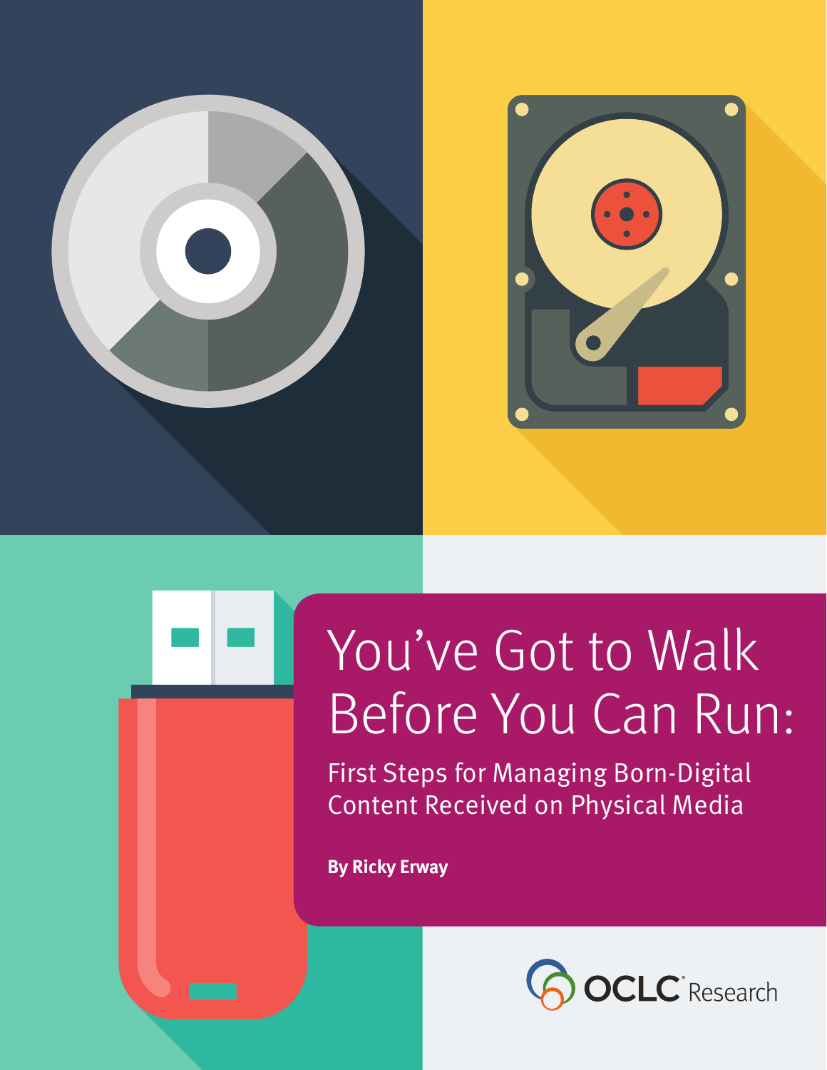# You've Got to Walk Before You Can Run:

## First Steps for Managing Born-Digital Content Received on Physical Media

**By Ricky Erway**

OCLC Research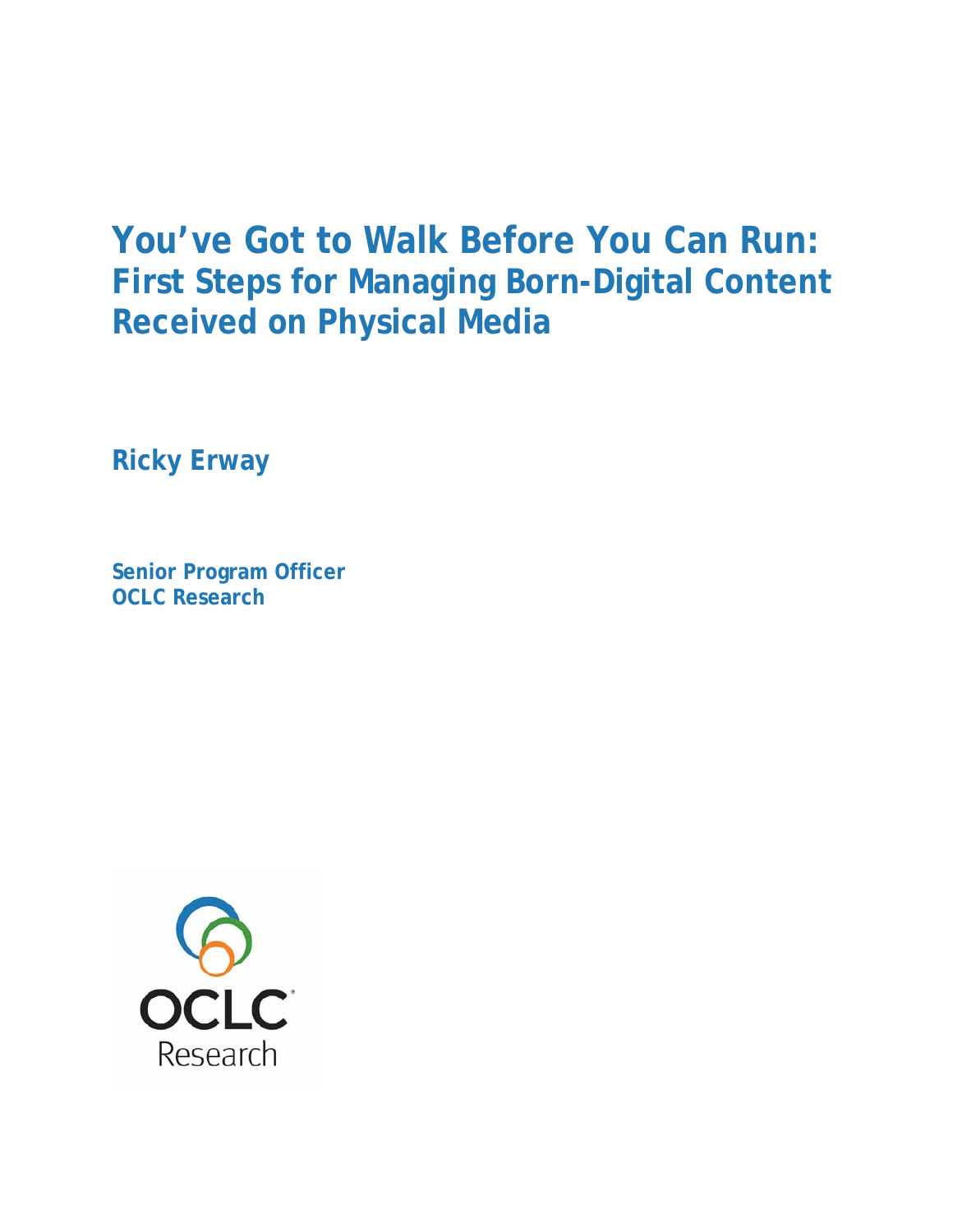# You've Got to Walk Before You Can Run:
## First Steps for Managing Born-Digital Content Received on Physical Media

**Ricky Erway**

**Senior Program Officer**
**OCLC Research**

OCLC
Research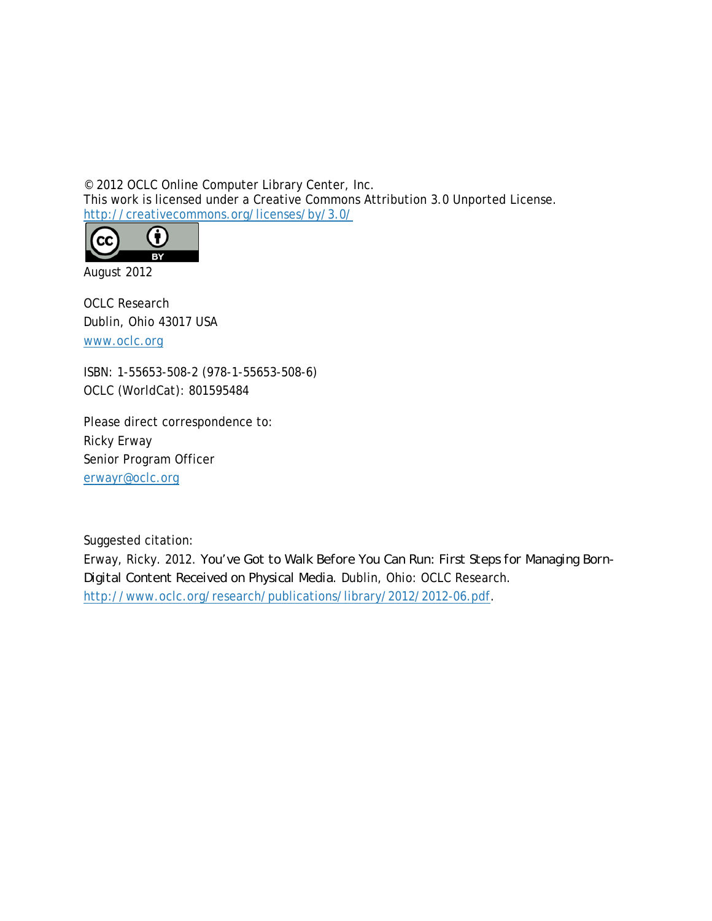© 2012 OCLC Online Computer Library Center, Inc.
This work is licensed under a Creative Commons Attribution 3.0 Unported License.
http://creativecommons.org/licenses/by/3.0/

August 2012

OCLC Research
Dublin, Ohio 43017 USA
www.oclc.org

ISBN: 1-55653-508-2 (978-1-55653-508-6)
OCLC (WorldCat): 801595484

Please direct correspondence to:
Ricky Erway
Senior Program Officer
erwayr@oclc.org

Suggested citation:
Erway, Ricky. 2012. *You've Got to Walk Before You Can Run: First Steps for Managing Born-Digital Content Received on Physical Media*. Dublin, Ohio: OCLC Research. http://www.oclc.org/research/publications/library/2012/2012-06.pdf.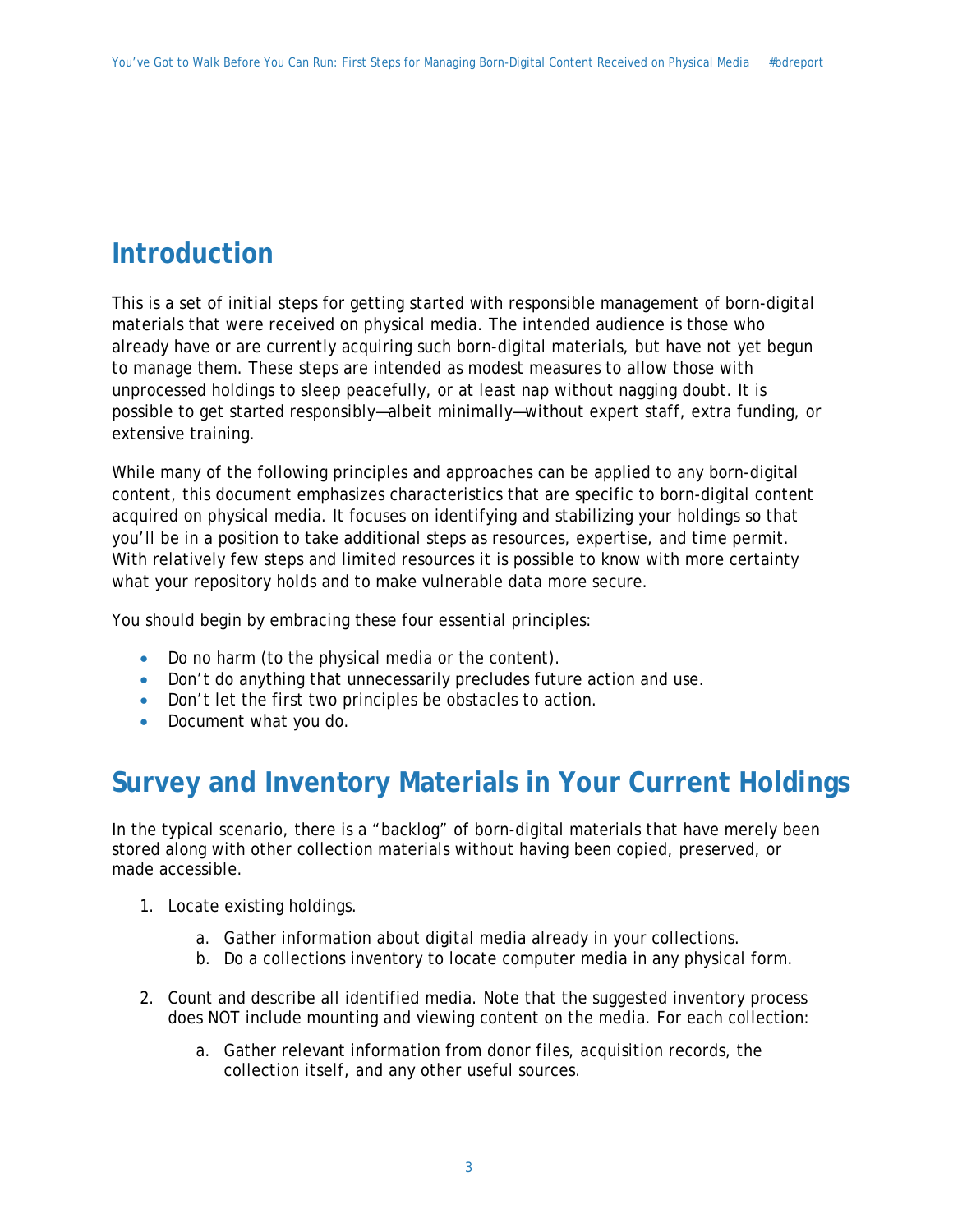## Introduction

This is a set of initial steps for getting started with responsible management of born-digital materials that were received on physical media. The intended audience is those who already have or are currently acquiring such born-digital materials, but have not yet begun to manage them. These steps are intended as modest measures to allow those with unprocessed holdings to sleep peacefully, or at least nap without nagging doubt. It is possible to get started responsibly—albeit minimally—without expert staff, extra funding, or extensive training.

While many of the following principles and approaches can be applied to any born-digital content, this document emphasizes characteristics that are specific to born-digital content acquired on physical media. It focuses on identifying and stabilizing your holdings so that you'll be in a position to take additional steps as resources, expertise, and time permit. With relatively few steps and limited resources it is possible to know with more certainty what your repository holds and to make vulnerable data more secure.

You should begin by embracing these four essential principles:

- Do no harm (to the physical media or the content).
- Don't do anything that unnecessarily precludes future action and use.
- Don't let the first two principles be obstacles to action.
- Document what you do.

## Survey and Inventory Materials in Your Current Holdings

In the typical scenario, there is a "backlog" of born-digital materials that have merely been stored along with other collection materials without having been copied, preserved, or made accessible.

1. Locate existing holdings.
    a. Gather information about digital media already in your collections.
    b. Do a collections inventory to locate computer media in any physical form.
2. Count and describe all identified media. Note that the suggested inventory process does NOT include mounting and viewing content on the media. For each collection:
    a. Gather relevant information from donor files, acquisition records, the collection itself, and any other useful sources.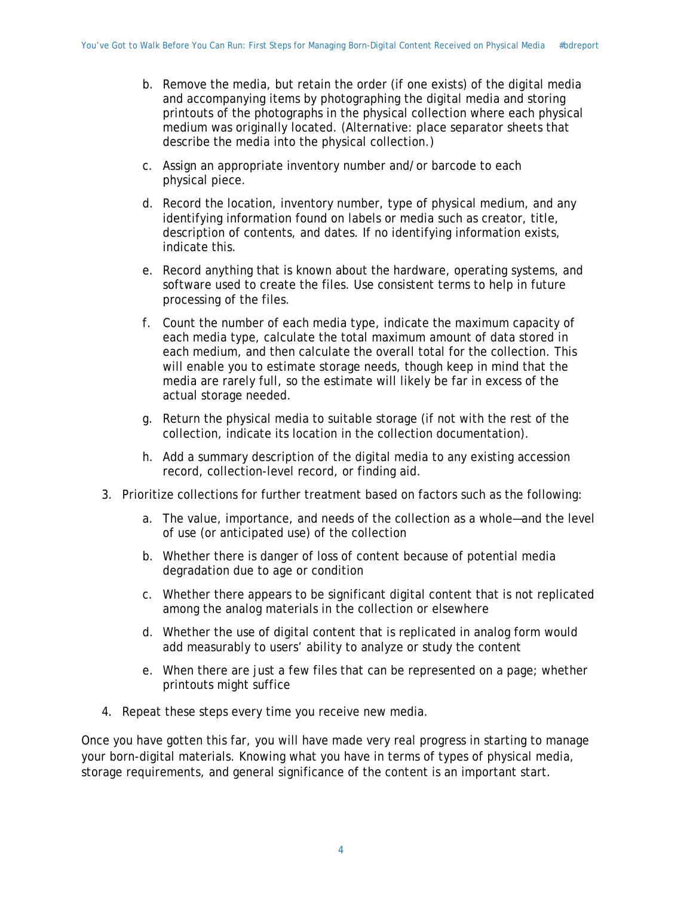b. Remove the media, but retain the order (if one exists) of the digital media and accompanying items by photographing the digital media and storing printouts of the photographs in the physical collection where each physical medium was originally located. (Alternative: place separator sheets that describe the media into the physical collection.)

   c. Assign an appropriate inventory number and/or barcode to each physical piece.

   d. Record the location, inventory number, type of physical medium, and any identifying information found on labels or media such as creator, title, description of contents, and dates. If no identifying information exists, indicate this.

   e. Record anything that is known about the hardware, operating systems, and software used to create the files. Use consistent terms to help in future processing of the files.

   f. Count the number of each media type, indicate the maximum capacity of each media type, calculate the total maximum amount of data stored in each medium, and then calculate the overall total for the collection. This will enable you to estimate storage needs, though keep in mind that the media are rarely full, so the estimate will likely be far in excess of the actual storage needed.

   g. Return the physical media to suitable storage (if not with the rest of the collection, indicate its location in the collection documentation).

   h. Add a summary description of the digital media to any existing accession record, collection-level record, or finding aid.

3. Prioritize collections for further treatment based on factors such as the following:

   a. The value, importance, and needs of the collection as a whole—and the level of use (or anticipated use) of the collection

   b. Whether there is danger of loss of content because of potential media degradation due to age or condition

   c. Whether there appears to be significant digital content that is not replicated among the analog materials in the collection or elsewhere

   d. Whether the use of digital content that is replicated in analog form would add measurably to users' ability to analyze or study the content

   e. When there are just a few files that can be represented on a page; whether printouts might suffice

4. Repeat these steps every time you receive new media.

Once you have gotten this far, you will have made very real progress in starting to manage your born-digital materials. Knowing what you have in terms of types of physical media, storage requirements, and general significance of the content is an important start.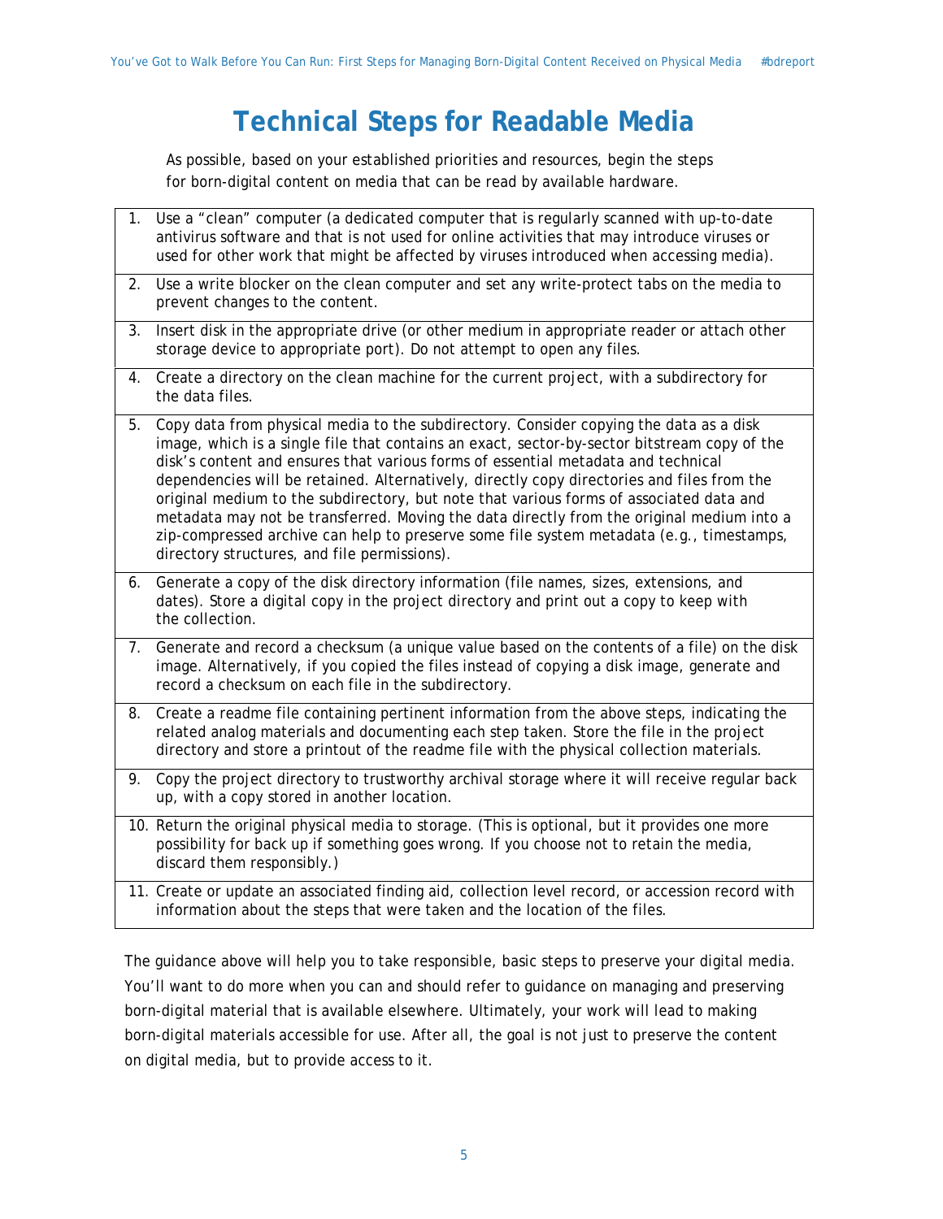# Technical Steps for Readable Media

As possible, based on your established priorities and resources, begin the steps for born-digital content on media that can be read by available hardware.

1. Use a "clean" computer (a dedicated computer that is regularly scanned with up-to-date antivirus software and that is not used for online activities that may introduce viruses or used for other work that might be affected by viruses introduced when accessing media).
2. Use a write blocker on the clean computer and set any write-protect tabs on the media to prevent changes to the content.
3. Insert disk in the appropriate drive (or other medium in appropriate reader or attach other storage device to appropriate port). Do not attempt to open any files.
4. Create a directory on the clean machine for the current project, with a subdirectory for the data files.
5. Copy data from physical media to the subdirectory. Consider copying the data as a disk image, which is a single file that contains an exact, sector-by-sector bitstream copy of the disk's content and ensures that various forms of essential metadata and technical dependencies will be retained. Alternatively, directly copy directories and files from the original medium to the subdirectory, but note that various forms of associated data and metadata may not be transferred. Moving the data directly from the original medium into a zip-compressed archive can help to preserve some file system metadata (e.g., timestamps, directory structures, and file permissions).
6. Generate a copy of the disk directory information (file names, sizes, extensions, and dates). Store a digital copy in the project directory and print out a copy to keep with the collection.
7. Generate and record a checksum (a unique value based on the contents of a file) on the disk image. Alternatively, if you copied the files instead of copying a disk image, generate and record a checksum on each file in the subdirectory.
8. Create a readme file containing pertinent information from the above steps, indicating the related analog materials and documenting each step taken. Store the file in the project directory and store a printout of the readme file with the physical collection materials.
9. Copy the project directory to trustworthy archival storage where it will receive regular back up, with a copy stored in another location.
10. Return the original physical media to storage. (This is optional, but it provides one more possibility for back up if something goes wrong. If you choose not to retain the media, discard them responsibly.)
11. Create or update an associated finding aid, collection level record, or accession record with information about the steps that were taken and the location of the files.

The guidance above will help you to take responsible, basic steps to preserve your digital media. You'll want to do more when you can and should refer to guidance on managing and preserving born-digital material that is available elsewhere. Ultimately, your work will lead to making born-digital materials accessible for use. After all, the goal is not just to preserve the content on digital media, but to provide access to it.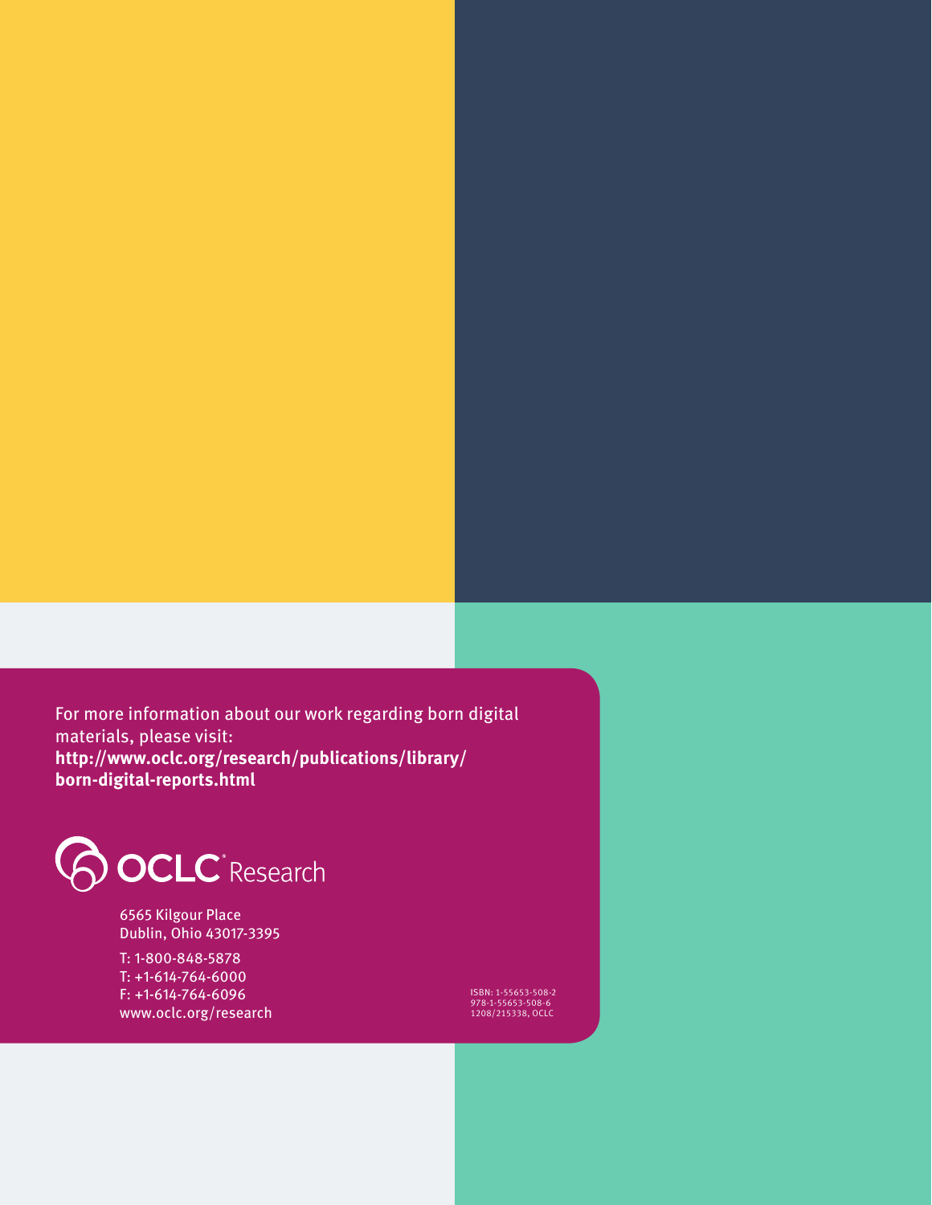For more information about our work regarding born digital materials, please visit:
**http://www.oclc.org/research/publications/library/born-digital-reports.html**

OCLC Research

6565 Kilgour Place
Dublin, Ohio 43017-3395

T: 1-800-848-5878
T: +1-614-764-6000
F: +1-614-764-6096
www.oclc.org/research

ISBN: 1-55653-508-2
978-1-55653-508-6
1208/215338, OCLC